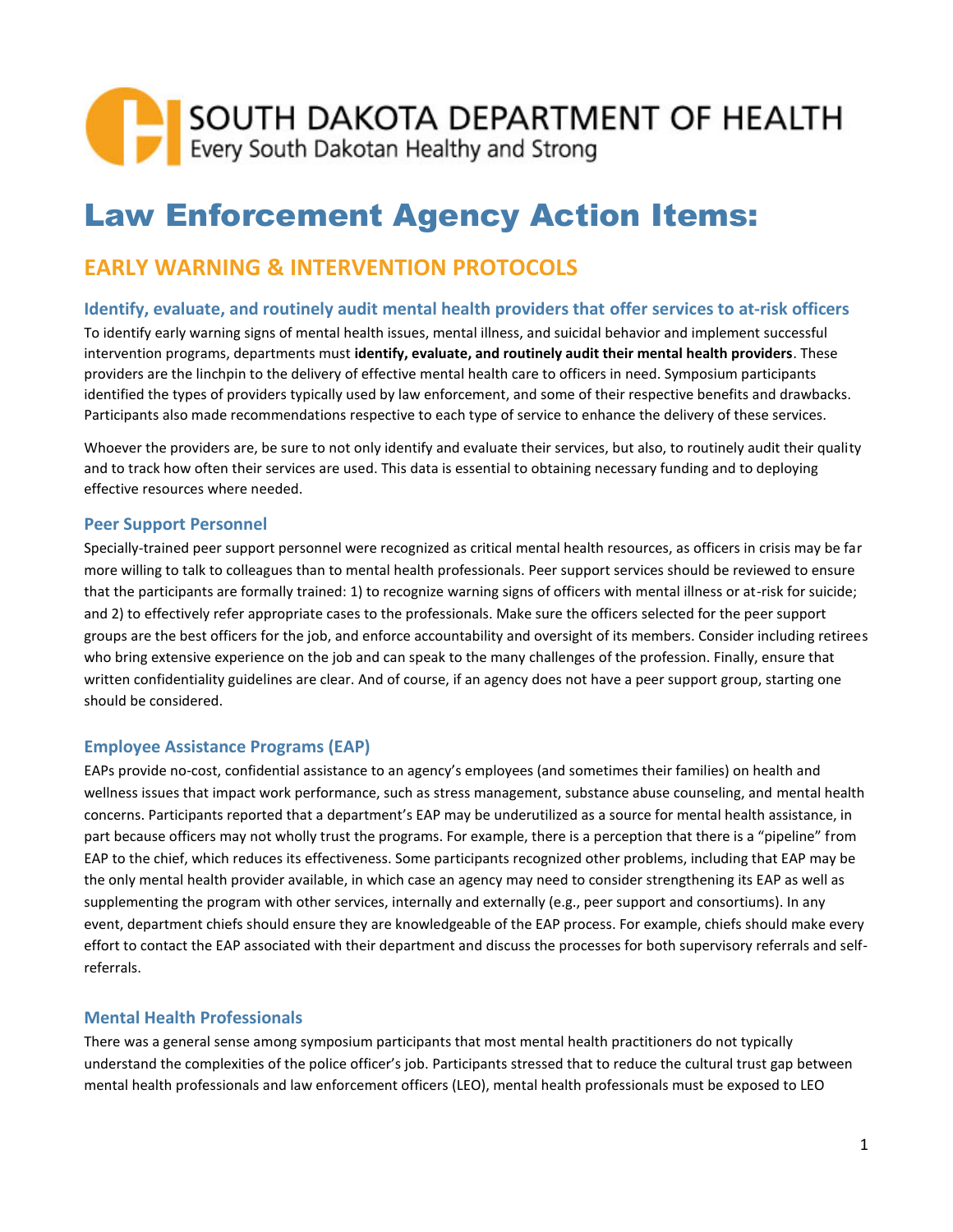SOUTH DAKOTA DEPARTMENT OF HEALTH
Every South Dakotan Healthy and Strong

# Law Enforcement Agency Action Items:

## EARLY WARNING & INTERVENTION PROTOCOLS

### Identify, evaluate, and routinely audit mental health providers that offer services to at-risk officers

To identify early warning signs of mental health issues, mental illness, and suicidal behavior and implement successful intervention programs, departments must **identify, evaluate, and routinely audit their mental health providers**. These providers are the linchpin to the delivery of effective mental health care to officers in need. Symposium participants identified the types of providers typically used by law enforcement, and some of their respective benefits and drawbacks. Participants also made recommendations respective to each type of service to enhance the delivery of these services.

Whoever the providers are, be sure to not only identify and evaluate their services, but also, to routinely audit their quality and to track how often their services are used. This data is essential to obtaining necessary funding and to deploying effective resources where needed.

### Peer Support Personnel

Specially-trained peer support personnel were recognized as critical mental health resources, as officers in crisis may be far more willing to talk to colleagues than to mental health professionals. Peer support services should be reviewed to ensure that the participants are formally trained: 1) to recognize warning signs of officers with mental illness or at-risk for suicide; and 2) to effectively refer appropriate cases to the professionals. Make sure the officers selected for the peer support groups are the best officers for the job, and enforce accountability and oversight of its members. Consider including retirees who bring extensive experience on the job and can speak to the many challenges of the profession. Finally, ensure that written confidentiality guidelines are clear. And of course, if an agency does not have a peer support group, starting one should be considered.

### Employee Assistance Programs (EAP)

EAPs provide no-cost, confidential assistance to an agency's employees (and sometimes their families) on health and wellness issues that impact work performance, such as stress management, substance abuse counseling, and mental health concerns. Participants reported that a department's EAP may be underutilized as a source for mental health assistance, in part because officers may not wholly trust the programs. For example, there is a perception that there is a "pipeline" from EAP to the chief, which reduces its effectiveness. Some participants recognized other problems, including that EAP may be the only mental health provider available, in which case an agency may need to consider strengthening its EAP as well as supplementing the program with other services, internally and externally (e.g., peer support and consortiums). In any event, department chiefs should ensure they are knowledgeable of the EAP process. For example, chiefs should make every effort to contact the EAP associated with their department and discuss the processes for both supervisory referrals and self-referrals.

### Mental Health Professionals

There was a general sense among symposium participants that most mental health practitioners do not typically understand the complexities of the police officer's job. Participants stressed that to reduce the cultural trust gap between mental health professionals and law enforcement officers (LEO), mental health professionals must be exposed to LEO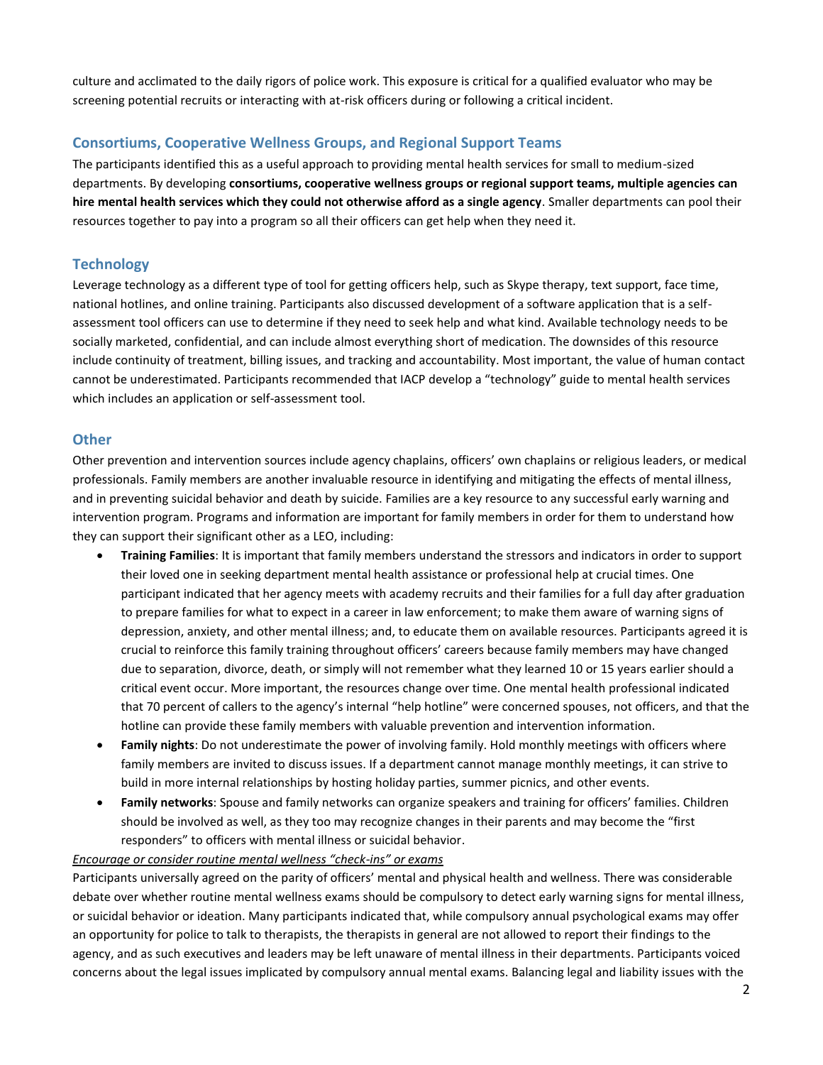culture and acclimated to the daily rigors of police work. This exposure is critical for a qualified evaluator who may be screening potential recruits or interacting with at-risk officers during or following a critical incident.

## Consortiums, Cooperative Wellness Groups, and Regional Support Teams

The participants identified this as a useful approach to providing mental health services for small to medium-sized departments. By developing **consortiums, cooperative wellness groups or regional support teams, multiple agencies can hire mental health services which they could not otherwise afford as a single agency**. Smaller departments can pool their resources together to pay into a program so all their officers can get help when they need it.

## Technology

Leverage technology as a different type of tool for getting officers help, such as Skype therapy, text support, face time, national hotlines, and online training. Participants also discussed development of a software application that is a self-assessment tool officers can use to determine if they need to seek help and what kind. Available technology needs to be socially marketed, confidential, and can include almost everything short of medication. The downsides of this resource include continuity of treatment, billing issues, and tracking and accountability. Most important, the value of human contact cannot be underestimated. Participants recommended that IACP develop a "technology" guide to mental health services which includes an application or self-assessment tool.

## Other

Other prevention and intervention sources include agency chaplains, officers' own chaplains or religious leaders, or medical professionals. Family members are another invaluable resource in identifying and mitigating the effects of mental illness, and in preventing suicidal behavior and death by suicide. Families are a key resource to any successful early warning and intervention program. Programs and information are important for family members in order for them to understand how they can support their significant other as a LEO, including:

- **Training Families**: It is important that family members understand the stressors and indicators in order to support their loved one in seeking department mental health assistance or professional help at crucial times. One participant indicated that her agency meets with academy recruits and their families for a full day after graduation to prepare families for what to expect in a career in law enforcement; to make them aware of warning signs of depression, anxiety, and other mental illness; and, to educate them on available resources. Participants agreed it is crucial to reinforce this family training throughout officers' careers because family members may have changed due to separation, divorce, death, or simply will not remember what they learned 10 or 15 years earlier should a critical event occur. More important, the resources change over time. One mental health professional indicated that 70 percent of callers to the agency's internal "help hotline" were concerned spouses, not officers, and that the hotline can provide these family members with valuable prevention and intervention information.
- **Family nights**: Do not underestimate the power of involving family. Hold monthly meetings with officers where family members are invited to discuss issues. If a department cannot manage monthly meetings, it can strive to build in more internal relationships by hosting holiday parties, summer picnics, and other events.
- **Family networks**: Spouse and family networks can organize speakers and training for officers' families. Children should be involved as well, as they too may recognize changes in their parents and may become the "first responders" to officers with mental illness or suicidal behavior.

*Encourage or consider routine mental wellness "check-ins" or exams*

Participants universally agreed on the parity of officers' mental and physical health and wellness. There was considerable debate over whether routine mental wellness exams should be compulsory to detect early warning signs for mental illness, or suicidal behavior or ideation. Many participants indicated that, while compulsory annual psychological exams may offer an opportunity for police to talk to therapists, the therapists in general are not allowed to report their findings to the agency, and as such executives and leaders may be left unaware of mental illness in their departments. Participants voiced concerns about the legal issues implicated by compulsory annual mental exams. Balancing legal and liability issues with the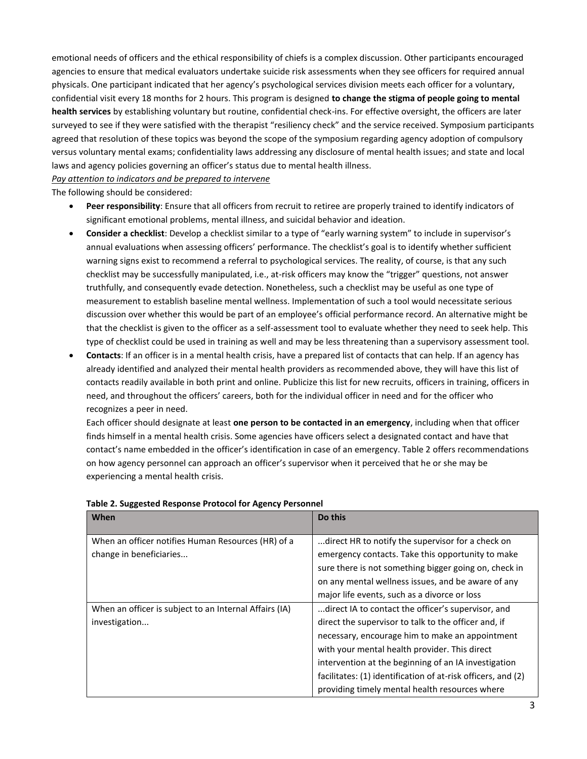emotional needs of officers and the ethical responsibility of chiefs is a complex discussion. Other participants encouraged agencies to ensure that medical evaluators undertake suicide risk assessments when they see officers for required annual physicals. One participant indicated that her agency's psychological services division meets each officer for a voluntary, confidential visit every 18 months for 2 hours. This program is designed **to change the stigma of people going to mental health services** by establishing voluntary but routine, confidential check-ins. For effective oversight, the officers are later surveyed to see if they were satisfied with the therapist "resiliency check" and the service received. Symposium participants agreed that resolution of these topics was beyond the scope of the symposium regarding agency adoption of compulsory versus voluntary mental exams; confidentiality laws addressing any disclosure of mental health issues; and state and local laws and agency policies governing an officer's status due to mental health illness.

*Pay attention to indicators and be prepared to intervene*

The following should be considered:

- **Peer responsibility**: Ensure that all officers from recruit to retiree are properly trained to identify indicators of significant emotional problems, mental illness, and suicidal behavior and ideation.
- **Consider a checklist**: Develop a checklist similar to a type of "early warning system" to include in supervisor's annual evaluations when assessing officers' performance. The checklist's goal is to identify whether sufficient warning signs exist to recommend a referral to psychological services. The reality, of course, is that any such checklist may be successfully manipulated, i.e., at-risk officers may know the "trigger" questions, not answer truthfully, and consequently evade detection. Nonetheless, such a checklist may be useful as one type of measurement to establish baseline mental wellness. Implementation of such a tool would necessitate serious discussion over whether this would be part of an employee's official performance record. An alternative might be that the checklist is given to the officer as a self-assessment tool to evaluate whether they need to seek help. This type of checklist could be used in training as well and may be less threatening than a supervisory assessment tool.
- **Contacts**: If an officer is in a mental health crisis, have a prepared list of contacts that can help. If an agency has already identified and analyzed their mental health providers as recommended above, they will have this list of contacts readily available in both print and online. Publicize this list for new recruits, officers in training, officers in need, and throughout the officers' careers, both for the individual officer in need and for the officer who recognizes a peer in need.

  Each officer should designate at least **one person to be contacted in an emergency**, including when that officer finds himself in a mental health crisis. Some agencies have officers select a designated contact and have that contact's name embedded in the officer's identification in case of an emergency. Table 2 offers recommendations on how agency personnel can approach an officer's supervisor when it perceived that he or she may be experiencing a mental health crisis.

**Table 2. Suggested Response Protocol for Agency Personnel**

| When | Do this |
|---|---|
| When an officer notifies Human Resources (HR) of a change in beneficiaries... | ...direct HR to notify the supervisor for a check on emergency contacts. Take this opportunity to make sure there is not something bigger going on, check in on any mental wellness issues, and be aware of any major life events, such as a divorce or loss |
| When an officer is subject to an Internal Affairs (IA) investigation... | ...direct IA to contact the officer's supervisor, and direct the supervisor to talk to the officer and, if necessary, encourage him to make an appointment with your mental health provider. This direct intervention at the beginning of an IA investigation facilitates: (1) identification of at-risk officers, and (2) providing timely mental health resources where |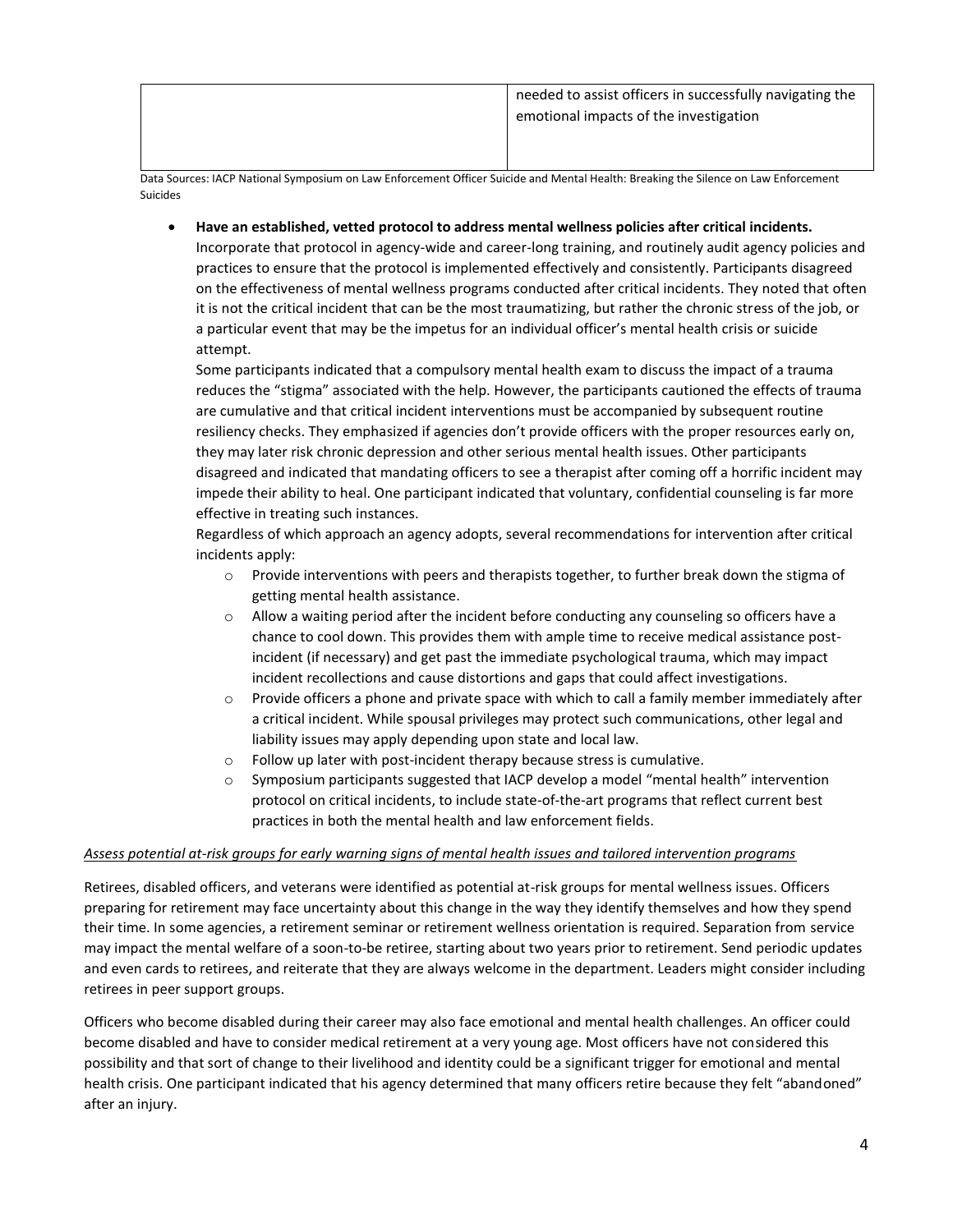| | |
|---|---|
| | needed to assist officers in successfully navigating the emotional impacts of the investigation |

Data Sources: IACP National Symposium on Law Enforcement Officer Suicide and Mental Health: Breaking the Silence on Law Enforcement Suicides

- **Have an established, vetted protocol to address mental wellness policies after critical incidents.** Incorporate that protocol in agency-wide and career-long training, and routinely audit agency policies and practices to ensure that the protocol is implemented effectively and consistently. Participants disagreed on the effectiveness of mental wellness programs conducted after critical incidents. They noted that often it is not the critical incident that can be the most traumatizing, but rather the chronic stress of the job, or a particular event that may be the impetus for an individual officer's mental health crisis or suicide attempt.

  Some participants indicated that a compulsory mental health exam to discuss the impact of a trauma reduces the "stigma" associated with the help. However, the participants cautioned the effects of trauma are cumulative and that critical incident interventions must be accompanied by subsequent routine resiliency checks. They emphasized if agencies don't provide officers with the proper resources early on, they may later risk chronic depression and other serious mental health issues. Other participants disagreed and indicated that mandating officers to see a therapist after coming off a horrific incident may impede their ability to heal. One participant indicated that voluntary, confidential counseling is far more effective in treating such instances.

  Regardless of which approach an agency adopts, several recommendations for intervention after critical incidents apply:

  - Provide interventions with peers and therapists together, to further break down the stigma of getting mental health assistance.
  - Allow a waiting period after the incident before conducting any counseling so officers have a chance to cool down. This provides them with ample time to receive medical assistance post-incident (if necessary) and get past the immediate psychological trauma, which may impact incident recollections and cause distortions and gaps that could affect investigations.
  - Provide officers a phone and private space with which to call a family member immediately after a critical incident. While spousal privileges may protect such communications, other legal and liability issues may apply depending upon state and local law.
  - Follow up later with post-incident therapy because stress is cumulative.
  - Symposium participants suggested that IACP develop a model "mental health" intervention protocol on critical incidents, to include state-of-the-art programs that reflect current best practices in both the mental health and law enforcement fields.

*Assess potential at-risk groups for early warning signs of mental health issues and tailored intervention programs*

Retirees, disabled officers, and veterans were identified as potential at-risk groups for mental wellness issues. Officers preparing for retirement may face uncertainty about this change in the way they identify themselves and how they spend their time. In some agencies, a retirement seminar or retirement wellness orientation is required. Separation from service may impact the mental welfare of a soon-to-be retiree, starting about two years prior to retirement. Send periodic updates and even cards to retirees, and reiterate that they are always welcome in the department. Leaders might consider including retirees in peer support groups.

Officers who become disabled during their career may also face emotional and mental health challenges. An officer could become disabled and have to consider medical retirement at a very young age. Most officers have not considered this possibility and that sort of change to their livelihood and identity could be a significant trigger for emotional and mental health crisis. One participant indicated that his agency determined that many officers retire because they felt "abandoned" after an injury.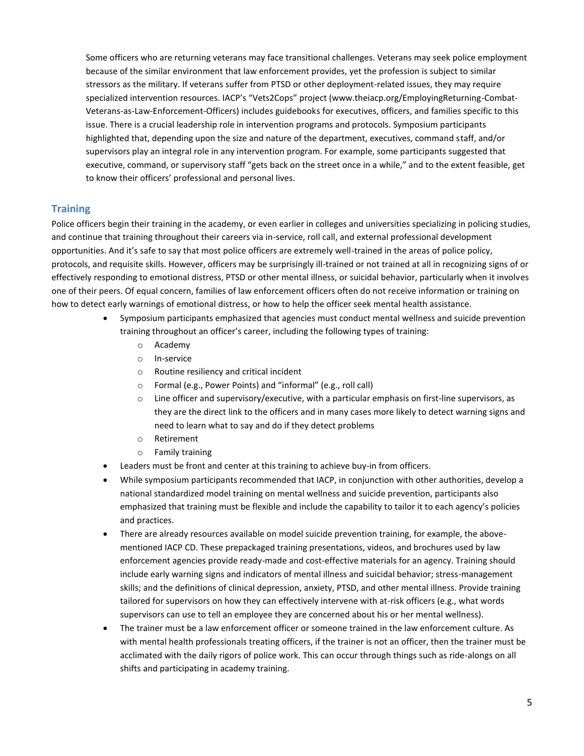Some officers who are returning veterans may face transitional challenges. Veterans may seek police employment because of the similar environment that law enforcement provides, yet the profession is subject to similar stressors as the military. If veterans suffer from PTSD or other deployment-related issues, they may require specialized intervention resources. IACP's "Vets2Cops" project (www.theiacp.org/EmployingReturning-Combat-Veterans-as-Law-Enforcement-Officers) includes guidebooks for executives, officers, and families specific to this issue. There is a crucial leadership role in intervention programs and protocols. Symposium participants highlighted that, depending upon the size and nature of the department, executives, command staff, and/or supervisors play an integral role in any intervention program. For example, some participants suggested that executive, command, or supervisory staff "gets back on the street once in a while," and to the extent feasible, get to know their officers' professional and personal lives.

## Training

Police officers begin their training in the academy, or even earlier in colleges and universities specializing in policing studies, and continue that training throughout their careers via in-service, roll call, and external professional development opportunities. And it's safe to say that most police officers are extremely well-trained in the areas of police policy, protocols, and requisite skills. However, officers may be surprisingly ill-trained or not trained at all in recognizing signs of or effectively responding to emotional distress, PTSD or other mental illness, or suicidal behavior, particularly when it involves one of their peers. Of equal concern, families of law enforcement officers often do not receive information or training on how to detect early warnings of emotional distress, or how to help the officer seek mental health assistance.

- Symposium participants emphasized that agencies must conduct mental wellness and suicide prevention training throughout an officer's career, including the following types of training:
  - Academy
  - In-service
  - Routine resiliency and critical incident
  - Formal (e.g., Power Points) and "informal" (e.g., roll call)
  - Line officer and supervisory/executive, with a particular emphasis on first-line supervisors, as they are the direct link to the officers and in many cases more likely to detect warning signs and need to learn what to say and do if they detect problems
  - Retirement
  - Family training
- Leaders must be front and center at this training to achieve buy-in from officers.
- While symposium participants recommended that IACP, in conjunction with other authorities, develop a national standardized model training on mental wellness and suicide prevention, participants also emphasized that training must be flexible and include the capability to tailor it to each agency's policies and practices.
- There are already resources available on model suicide prevention training, for example, the above-mentioned IACP CD. These prepackaged training presentations, videos, and brochures used by law enforcement agencies provide ready-made and cost-effective materials for an agency. Training should include early warning signs and indicators of mental illness and suicidal behavior; stress-management skills; and the definitions of clinical depression, anxiety, PTSD, and other mental illness. Provide training tailored for supervisors on how they can effectively intervene with at-risk officers (e.g., what words supervisors can use to tell an employee they are concerned about his or her mental wellness).
- The trainer must be a law enforcement officer or someone trained in the law enforcement culture. As with mental health professionals treating officers, if the trainer is not an officer, then the trainer must be acclimated with the daily rigors of police work. This can occur through things such as ride-alongs on all shifts and participating in academy training.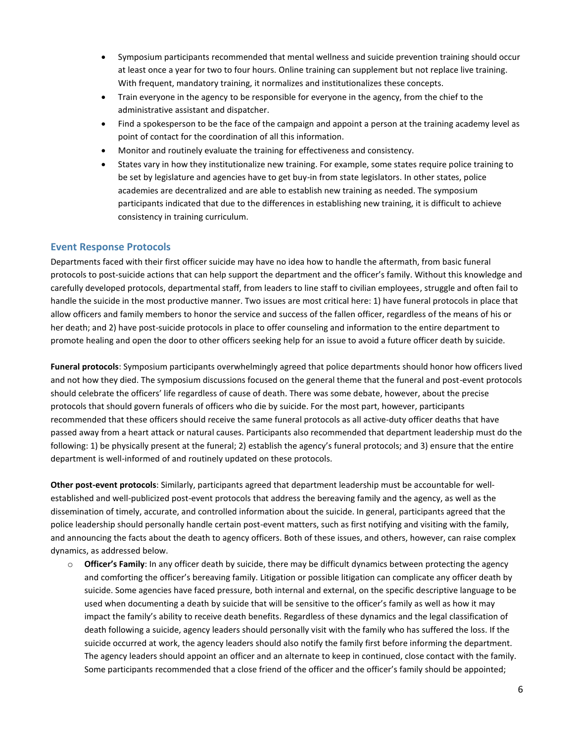- Symposium participants recommended that mental wellness and suicide prevention training should occur at least once a year for two to four hours. Online training can supplement but not replace live training. With frequent, mandatory training, it normalizes and institutionalizes these concepts.
- Train everyone in the agency to be responsible for everyone in the agency, from the chief to the administrative assistant and dispatcher.
- Find a spokesperson to be the face of the campaign and appoint a person at the training academy level as point of contact for the coordination of all this information.
- Monitor and routinely evaluate the training for effectiveness and consistency.
- States vary in how they institutionalize new training. For example, some states require police training to be set by legislature and agencies have to get buy-in from state legislators. In other states, police academies are decentralized and are able to establish new training as needed. The symposium participants indicated that due to the differences in establishing new training, it is difficult to achieve consistency in training curriculum.

## Event Response Protocols

Departments faced with their first officer suicide may have no idea how to handle the aftermath, from basic funeral protocols to post-suicide actions that can help support the department and the officer's family. Without this knowledge and carefully developed protocols, departmental staff, from leaders to line staff to civilian employees, struggle and often fail to handle the suicide in the most productive manner. Two issues are most critical here: 1) have funeral protocols in place that allow officers and family members to honor the service and success of the fallen officer, regardless of the means of his or her death; and 2) have post-suicide protocols in place to offer counseling and information to the entire department to promote healing and open the door to other officers seeking help for an issue to avoid a future officer death by suicide.

**Funeral protocols**: Symposium participants overwhelmingly agreed that police departments should honor how officers lived and not how they died. The symposium discussions focused on the general theme that the funeral and post-event protocols should celebrate the officers' life regardless of cause of death. There was some debate, however, about the precise protocols that should govern funerals of officers who die by suicide. For the most part, however, participants recommended that these officers should receive the same funeral protocols as all active-duty officer deaths that have passed away from a heart attack or natural causes. Participants also recommended that department leadership must do the following: 1) be physically present at the funeral; 2) establish the agency's funeral protocols; and 3) ensure that the entire department is well-informed of and routinely updated on these protocols.

**Other post-event protocols**: Similarly, participants agreed that department leadership must be accountable for well-established and well-publicized post-event protocols that address the bereaving family and the agency, as well as the dissemination of timely, accurate, and controlled information about the suicide. In general, participants agreed that the police leadership should personally handle certain post-event matters, such as first notifying and visiting with the family, and announcing the facts about the death to agency officers. Both of these issues, and others, however, can raise complex dynamics, as addressed below.

- **Officer's Family**: In any officer death by suicide, there may be difficult dynamics between protecting the agency and comforting the officer's bereaving family. Litigation or possible litigation can complicate any officer death by suicide. Some agencies have faced pressure, both internal and external, on the specific descriptive language to be used when documenting a death by suicide that will be sensitive to the officer's family as well as how it may impact the family's ability to receive death benefits. Regardless of these dynamics and the legal classification of death following a suicide, agency leaders should personally visit with the family who has suffered the loss. If the suicide occurred at work, the agency leaders should also notify the family first before informing the department. The agency leaders should appoint an officer and an alternate to keep in continued, close contact with the family. Some participants recommended that a close friend of the officer and the officer's family should be appointed;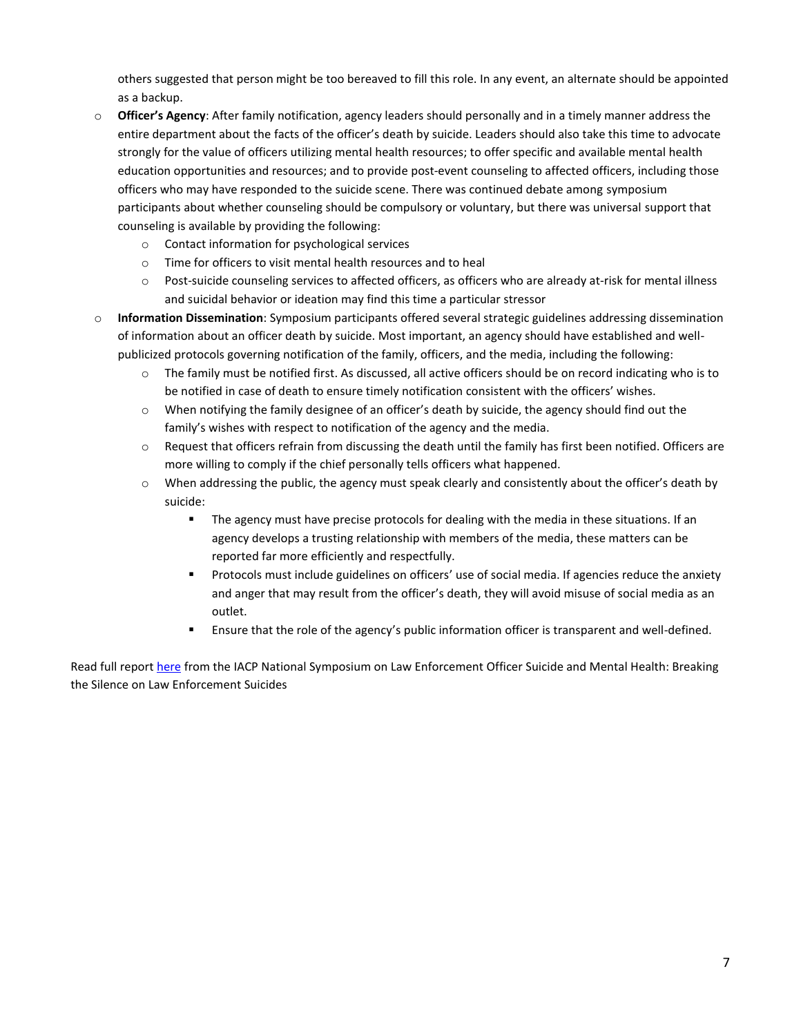others suggested that person might be too bereaved to fill this role. In any event, an alternate should be appointed as a backup.

- **Officer's Agency**: After family notification, agency leaders should personally and in a timely manner address the entire department about the facts of the officer's death by suicide. Leaders should also take this time to advocate strongly for the value of officers utilizing mental health resources; to offer specific and available mental health education opportunities and resources; and to provide post-event counseling to affected officers, including those officers who may have responded to the suicide scene. There was continued debate among symposium participants about whether counseling should be compulsory or voluntary, but there was universal support that counseling is available by providing the following:
  - Contact information for psychological services
  - Time for officers to visit mental health resources and to heal
  - Post-suicide counseling services to affected officers, as officers who are already at-risk for mental illness and suicidal behavior or ideation may find this time a particular stressor
- **Information Dissemination**: Symposium participants offered several strategic guidelines addressing dissemination of information about an officer death by suicide. Most important, an agency should have established and well-publicized protocols governing notification of the family, officers, and the media, including the following:
  - The family must be notified first. As discussed, all active officers should be on record indicating who is to be notified in case of death to ensure timely notification consistent with the officers' wishes.
  - When notifying the family designee of an officer's death by suicide, the agency should find out the family's wishes with respect to notification of the agency and the media.
  - Request that officers refrain from discussing the death until the family has first been notified. Officers are more willing to comply if the chief personally tells officers what happened.
  - When addressing the public, the agency must speak clearly and consistently about the officer's death by suicide:
    - The agency must have precise protocols for dealing with the media in these situations. If an agency develops a trusting relationship with members of the media, these matters can be reported far more efficiently and respectfully.
    - Protocols must include guidelines on officers' use of social media. If agencies reduce the anxiety and anger that may result from the officer's death, they will avoid misuse of social media as an outlet.
    - Ensure that the role of the agency's public information officer is transparent and well-defined.

Read full report here from the IACP National Symposium on Law Enforcement Officer Suicide and Mental Health: Breaking the Silence on Law Enforcement Suicides